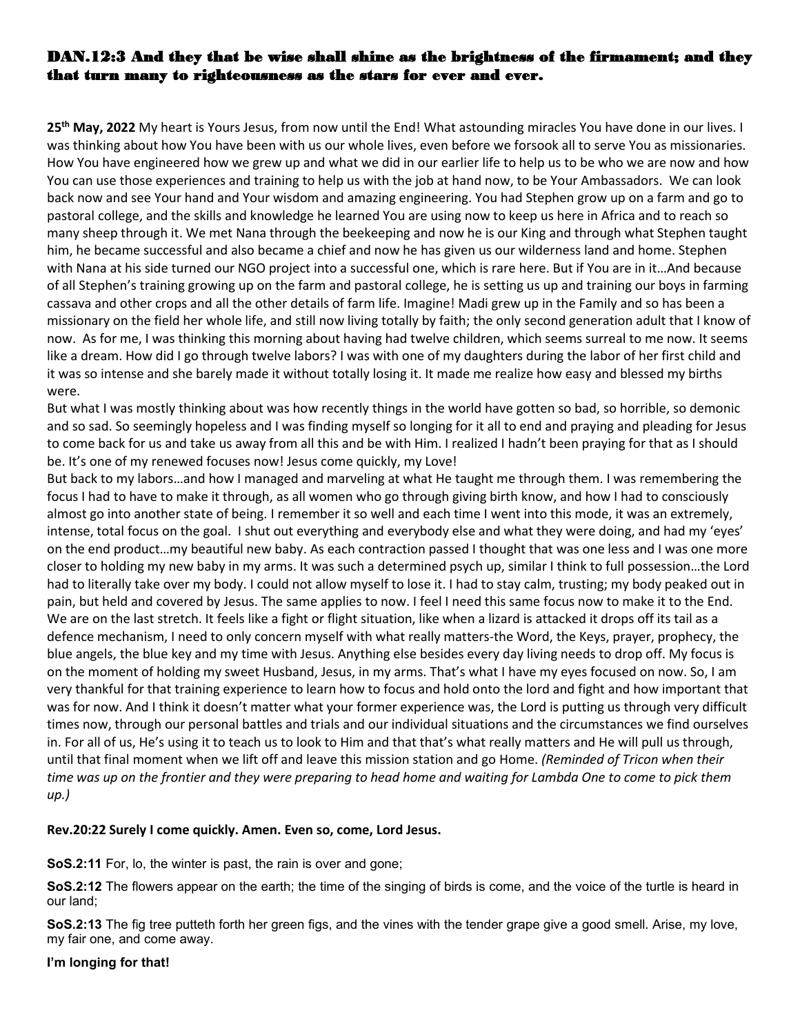## DAN.12:3 And they that be wise shall shine as the brightness of the firmament; and they that turn many to righteousness as the stars for ever and ever.

**25th May, 2022** My heart is Yours Jesus, from now until the End! What astounding miracles You have done in our lives. I was thinking about how You have been with us our whole lives, even before we forsook all to serve You as missionaries. How You have engineered how we grew up and what we did in our earlier life to help us to be who we are now and how You can use those experiences and training to help us with the job at hand now, to be Your Ambassadors. We can look back now and see Your hand and Your wisdom and amazing engineering. You had Stephen grow up on a farm and go to pastoral college, and the skills and knowledge he learned You are using now to keep us here in Africa and to reach so many sheep through it. We met Nana through the beekeeping and now he is our King and through what Stephen taught him, he became successful and also became a chief and now he has given us our wilderness land and home. Stephen with Nana at his side turned our NGO project into a successful one, which is rare here. But if You are in it…And because of all Stephen's training growing up on the farm and pastoral college, he is setting us up and training our boys in farming cassava and other crops and all the other details of farm life. Imagine! Madi grew up in the Family and so has been a missionary on the field her whole life, and still now living totally by faith; the only second generation adult that I know of now. As for me, I was thinking this morning about having had twelve children, which seems surreal to me now. It seems like a dream. How did I go through twelve labors? I was with one of my daughters during the labor of her first child and it was so intense and she barely made it without totally losing it. It made me realize how easy and blessed my births were.

But what I was mostly thinking about was how recently things in the world have gotten so bad, so horrible, so demonic and so sad. So seemingly hopeless and I was finding myself so longing for it all to end and praying and pleading for Jesus to come back for us and take us away from all this and be with Him. I realized I hadn't been praying for that as I should be. It's one of my renewed focuses now! Jesus come quickly, my Love!

But back to my labors…and how I managed and marveling at what He taught me through them. I was remembering the focus I had to have to make it through, as all women who go through giving birth know, and how I had to consciously almost go into another state of being. I remember it so well and each time I went into this mode, it was an extremely, intense, total focus on the goal. I shut out everything and everybody else and what they were doing, and had my 'eyes' on the end product…my beautiful new baby. As each contraction passed I thought that was one less and I was one more closer to holding my new baby in my arms. It was such a determined psych up, similar I think to full possession…the Lord had to literally take over my body. I could not allow myself to lose it. I had to stay calm, trusting; my body peaked out in pain, but held and covered by Jesus. The same applies to now. I feel I need this same focus now to make it to the End. We are on the last stretch. It feels like a fight or flight situation, like when a lizard is attacked it drops off its tail as a defence mechanism, I need to only concern myself with what really matters-the Word, the Keys, prayer, prophecy, the blue angels, the blue key and my time with Jesus. Anything else besides every day living needs to drop off. My focus is on the moment of holding my sweet Husband, Jesus, in my arms. That's what I have my eyes focused on now. So, I am very thankful for that training experience to learn how to focus and hold onto the lord and fight and how important that was for now. And I think it doesn't matter what your former experience was, the Lord is putting us through very difficult times now, through our personal battles and trials and our individual situations and the circumstances we find ourselves in. For all of us, He's using it to teach us to look to Him and that that's what really matters and He will pull us through, until that final moment when we lift off and leave this mission station and go Home. *(Reminded of Tricon when their time was up on the frontier and they were preparing to head home and waiting for Lambda One to come to pick them up.)*

**Rev.20:22 Surely I come quickly. Amen. Even so, come, Lord Jesus.**

**SoS.2:11** For, lo, the winter is past, the rain is over and gone;

**SoS.2:12** The flowers appear on the earth; the time of the singing of birds is come, and the voice of the turtle is heard in our land;

**SoS.2:13** The fig tree putteth forth her green figs, and the vines with the tender grape give a good smell. Arise, my love, my fair one, and come away.

**I'm longing for that!**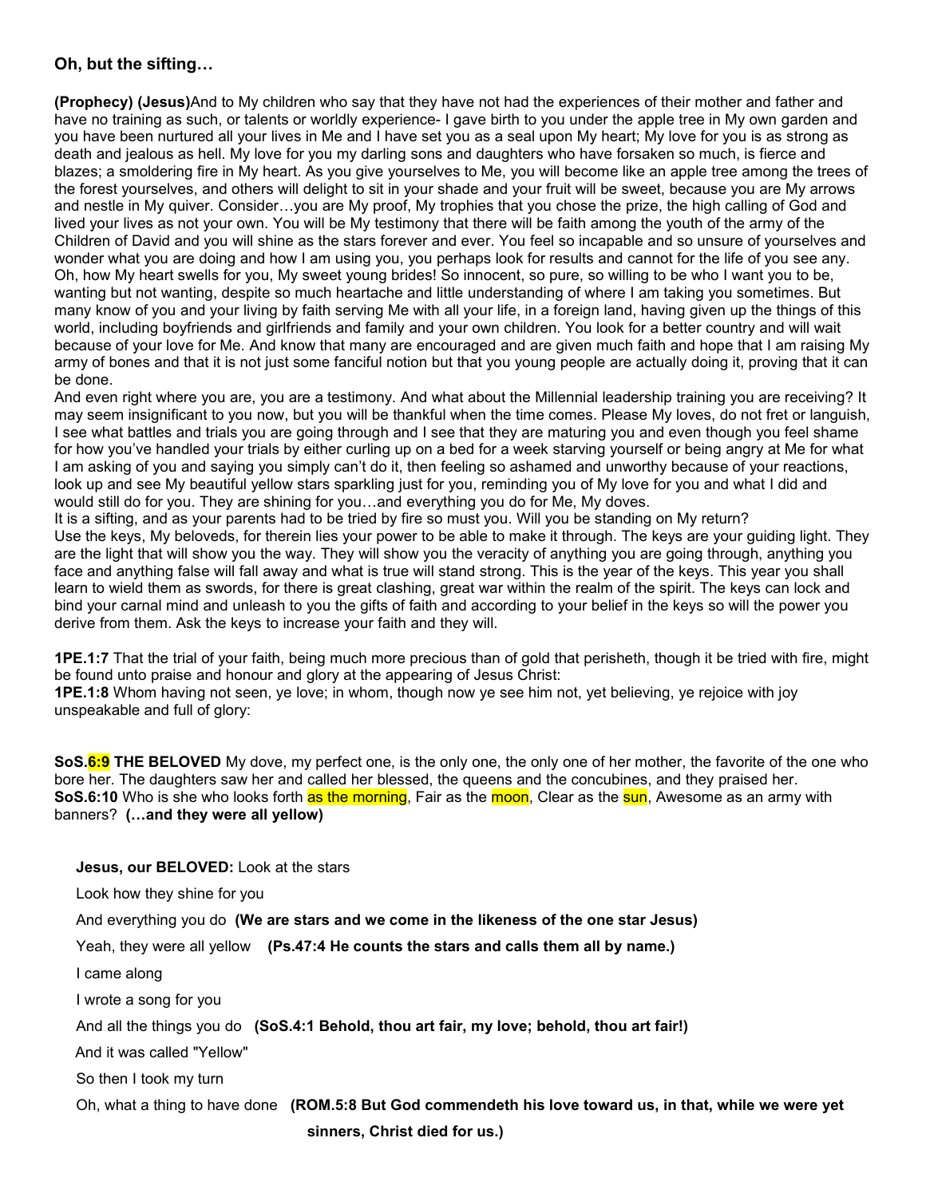### Oh, but the sifting…

**(Prophecy) (Jesus)**And to My children who say that they have not had the experiences of their mother and father and have no training as such, or talents or worldly experience- I gave birth to you under the apple tree in My own garden and you have been nurtured all your lives in Me and I have set you as a seal upon My heart; My love for you is as strong as death and jealous as hell. My love for you my darling sons and daughters who have forsaken so much, is fierce and blazes; a smoldering fire in My heart. As you give yourselves to Me, you will become like an apple tree among the trees of the forest yourselves, and others will delight to sit in your shade and your fruit will be sweet, because you are My arrows and nestle in My quiver. Consider…you are My proof, My trophies that you chose the prize, the high calling of God and lived your lives as not your own. You will be My testimony that there will be faith among the youth of the army of the Children of David and you will shine as the stars forever and ever. You feel so incapable and so unsure of yourselves and wonder what you are doing and how I am using you, you perhaps look for results and cannot for the life of you see any. Oh, how My heart swells for you, My sweet young brides! So innocent, so pure, so willing to be who I want you to be, wanting but not wanting, despite so much heartache and little understanding of where I am taking you sometimes. But many know of you and your living by faith serving Me with all your life, in a foreign land, having given up the things of this world, including boyfriends and girlfriends and family and your own children. You look for a better country and will wait because of your love for Me. And know that many are encouraged and are given much faith and hope that I am raising My army of bones and that it is not just some fanciful notion but that you young people are actually doing it, proving that it can be done.

And even right where you are, you are a testimony. And what about the Millennial leadership training you are receiving? It may seem insignificant to you now, but you will be thankful when the time comes. Please My loves, do not fret or languish, I see what battles and trials you are going through and I see that they are maturing you and even though you feel shame for how you've handled your trials by either curling up on a bed for a week starving yourself or being angry at Me for what I am asking of you and saying you simply can't do it, then feeling so ashamed and unworthy because of your reactions, look up and see My beautiful yellow stars sparkling just for you, reminding you of My love for you and what I did and would still do for you. They are shining for you…and everything you do for Me, My doves.

It is a sifting, and as your parents had to be tried by fire so must you. Will you be standing on My return?

Use the keys, My beloveds, for therein lies your power to be able to make it through. The keys are your guiding light. They are the light that will show you the way. They will show you the veracity of anything you are going through, anything you face and anything false will fall away and what is true will stand strong. This is the year of the keys. This year you shall learn to wield them as swords, for there is great clashing, great war within the realm of the spirit. The keys can lock and bind your carnal mind and unleash to you the gifts of faith and according to your belief in the keys so will the power you derive from them. Ask the keys to increase your faith and they will.

**1PE.1:7** That the trial of your faith, being much more precious than of gold that perisheth, though it be tried with fire, might be found unto praise and honour and glory at the appearing of Jesus Christ:
**1PE.1:8** Whom having not seen, ye love; in whom, though now ye see him not, yet believing, ye rejoice with joy unspeakable and full of glory:

**SoS.6:9 THE BELOVED** My dove, my perfect one, is the only one, the only one of her mother, the favorite of the one who bore her. The daughters saw her and called her blessed, the queens and the concubines, and they praised her.
**SoS.6:10** Who is she who looks forth as the morning, Fair as the moon, Clear as the sun, Awesome as an army with banners? **(…and they were all yellow)**

**Jesus, our BELOVED:** Look at the stars
Look how they shine for you
And everything you do **(We are stars and we come in the likeness of the one star Jesus)**
Yeah, they were all yellow **(Ps.47:4 He counts the stars and calls them all by name.)**
I came along
I wrote a song for you
And all the things you do **(SoS.4:1 Behold, thou art fair, my love; behold, thou art fair!)**
And it was called "Yellow"
So then I took my turn
Oh, what a thing to have done **(ROM.5:8 But God commendeth his love toward us, in that, while we were yet sinners, Christ died for us.)**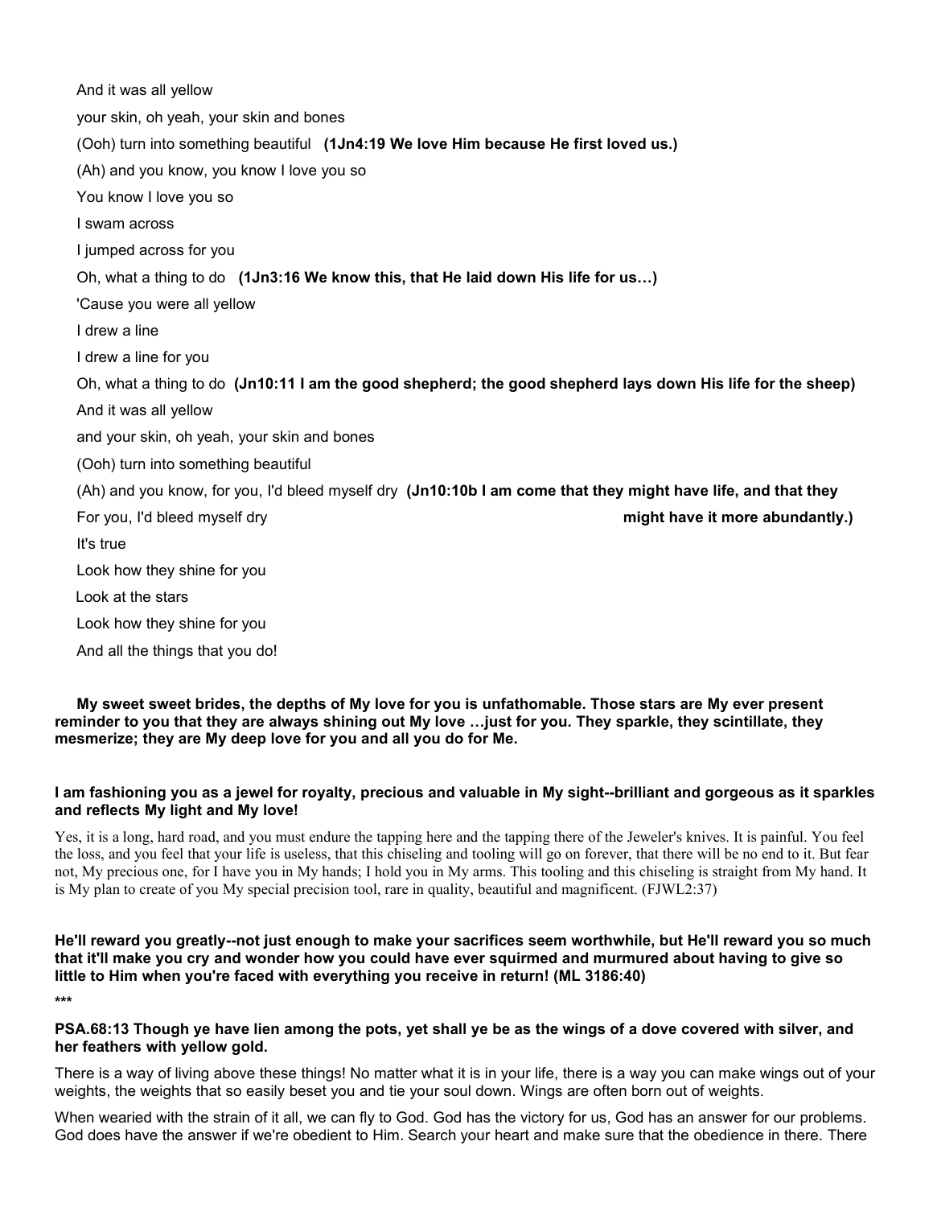And it was all yellow

your skin, oh yeah, your skin and bones

(Ooh) turn into something beautiful **(1Jn4:19 We love Him because He first loved us.)**

(Ah) and you know, you know I love you so

You know I love you so

I swam across

I jumped across for you

Oh, what a thing to do **(1Jn3:16 We know this, that He laid down His life for us…)**

'Cause you were all yellow

I drew a line

I drew a line for you

Oh, what a thing to do **(Jn10:11 I am the good shepherd; the good shepherd lays down His life for the sheep)**

And it was all yellow

and your skin, oh yeah, your skin and bones

(Ooh) turn into something beautiful

(Ah) and you know, for you, I'd bleed myself dry **(Jn10:10b I am come that they might have life, and that they might have it more abundantly.)**

For you, I'd bleed myself dry

It's true

Look how they shine for you

Look at the stars

Look how they shine for you

And all the things that you do!

**My sweet sweet brides, the depths of My love for you is unfathomable. Those stars are My ever present reminder to you that they are always shining out My love …just for you. They sparkle, they scintillate, they mesmerize; they are My deep love for you and all you do for Me.**

**I am fashioning you as a jewel for royalty, precious and valuable in My sight--brilliant and gorgeous as it sparkles and reflects My light and My love!**

Yes, it is a long, hard road, and you must endure the tapping here and the tapping there of the Jeweler's knives. It is painful. You feel the loss, and you feel that your life is useless, that this chiseling and tooling will go on forever, that there will be no end to it. But fear not, My precious one, for I have you in My hands; I hold you in My arms. This tooling and this chiseling is straight from My hand. It is My plan to create of you My special precision tool, rare in quality, beautiful and magnificent. (FJWL2:37)

**He'll reward you greatly--not just enough to make your sacrifices seem worthwhile, but He'll reward you so much that it'll make you cry and wonder how you could have ever squirmed and murmured about having to give so little to Him when you're faced with everything you receive in return! (ML 3186:40)**

***

**PSA.68:13 Though ye have lien among the pots, yet shall ye be as the wings of a dove covered with silver, and her feathers with yellow gold.**

There is a way of living above these things! No matter what it is in your life, there is a way you can make wings out of your weights, the weights that so easily beset you and tie your soul down. Wings are often born out of weights.

When wearied with the strain of it all, we can fly to God. God has the victory for us, God has an answer for our problems. God does have the answer if we're obedient to Him. Search your heart and make sure that the obedience in there. There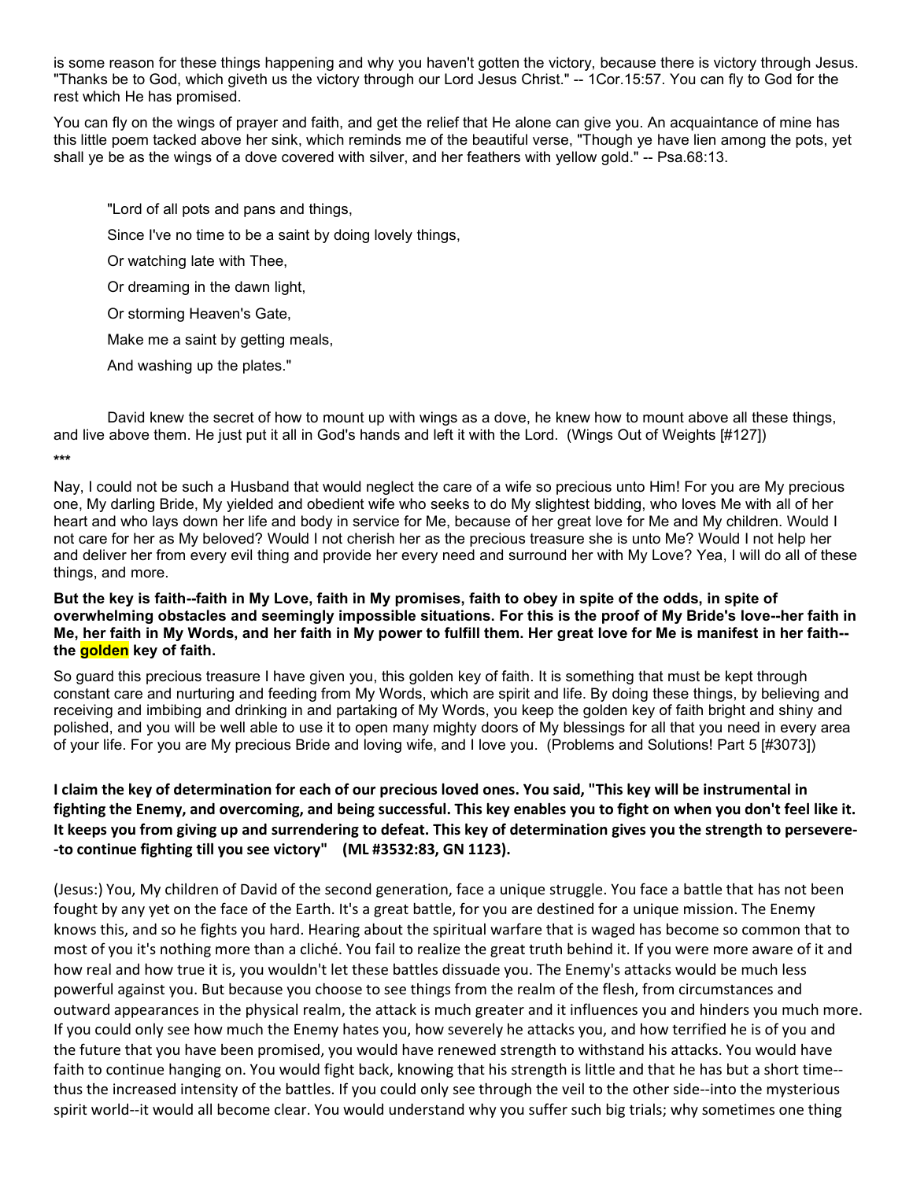is some reason for these things happening and why you haven't gotten the victory, because there is victory through Jesus. "Thanks be to God, which giveth us the victory through our Lord Jesus Christ." -- 1Cor.15:57. You can fly to God for the rest which He has promised.

You can fly on the wings of prayer and faith, and get the relief that He alone can give you. An acquaintance of mine has this little poem tacked above her sink, which reminds me of the beautiful verse, "Though ye have lien among the pots, yet shall ye be as the wings of a dove covered with silver, and her feathers with yellow gold." -- Psa.68:13.

> "Lord of all pots and pans and things,
>
> Since I've no time to be a saint by doing lovely things,
>
> Or watching late with Thee,
>
> Or dreaming in the dawn light,
>
> Or storming Heaven's Gate,
>
> Make me a saint by getting meals,
>
> And washing up the plates."

David knew the secret of how to mount up with wings as a dove, he knew how to mount above all these things, and live above them. He just put it all in God's hands and left it with the Lord. (Wings Out of Weights [#127])

***

Nay, I could not be such a Husband that would neglect the care of a wife so precious unto Him! For you are My precious one, My darling Bride, My yielded and obedient wife who seeks to do My slightest bidding, who loves Me with all of her heart and who lays down her life and body in service for Me, because of her great love for Me and My children. Would I not care for her as My beloved? Would I not cherish her as the precious treasure she is unto Me? Would I not help her and deliver her from every evil thing and provide her every need and surround her with My Love? Yea, I will do all of these things, and more.

**But the key is faith--faith in My Love, faith in My promises, faith to obey in spite of the odds, in spite of overwhelming obstacles and seemingly impossible situations. For this is the proof of My Bride's love--her faith in Me, her faith in My Words, and her faith in My power to fulfill them. Her great love for Me is manifest in her faith--the golden key of faith.**

So guard this precious treasure I have given you, this golden key of faith. It is something that must be kept through constant care and nurturing and feeding from My Words, which are spirit and life. By doing these things, by believing and receiving and imbibing and drinking in and partaking of My Words, you keep the golden key of faith bright and shiny and polished, and you will be well able to use it to open many mighty doors of My blessings for all that you need in every area of your life. For you are My precious Bride and loving wife, and I love you. (Problems and Solutions! Part 5 [#3073])

**I claim the key of determination for each of our precious loved ones. You said, "This key will be instrumental in fighting the Enemy, and overcoming, and being successful. This key enables you to fight on when you don't feel like it. It keeps you from giving up and surrendering to defeat. This key of determination gives you the strength to persevere--to continue fighting till you see victory" (ML #3532:83, GN 1123).**

(Jesus:) You, My children of David of the second generation, face a unique struggle. You face a battle that has not been fought by any yet on the face of the Earth. It's a great battle, for you are destined for a unique mission. The Enemy knows this, and so he fights you hard. Hearing about the spiritual warfare that is waged has become so common that to most of you it's nothing more than a cliché. You fail to realize the great truth behind it. If you were more aware of it and how real and how true it is, you wouldn't let these battles dissuade you. The Enemy's attacks would be much less powerful against you. But because you choose to see things from the realm of the flesh, from circumstances and outward appearances in the physical realm, the attack is much greater and it influences you and hinders you much more. If you could only see how much the Enemy hates you, how severely he attacks you, and how terrified he is of you and the future that you have been promised, you would have renewed strength to withstand his attacks. You would have faith to continue hanging on. You would fight back, knowing that his strength is little and that he has but a short time--thus the increased intensity of the battles. If you could only see through the veil to the other side--into the mysterious spirit world--it would all become clear. You would understand why you suffer such big trials; why sometimes one thing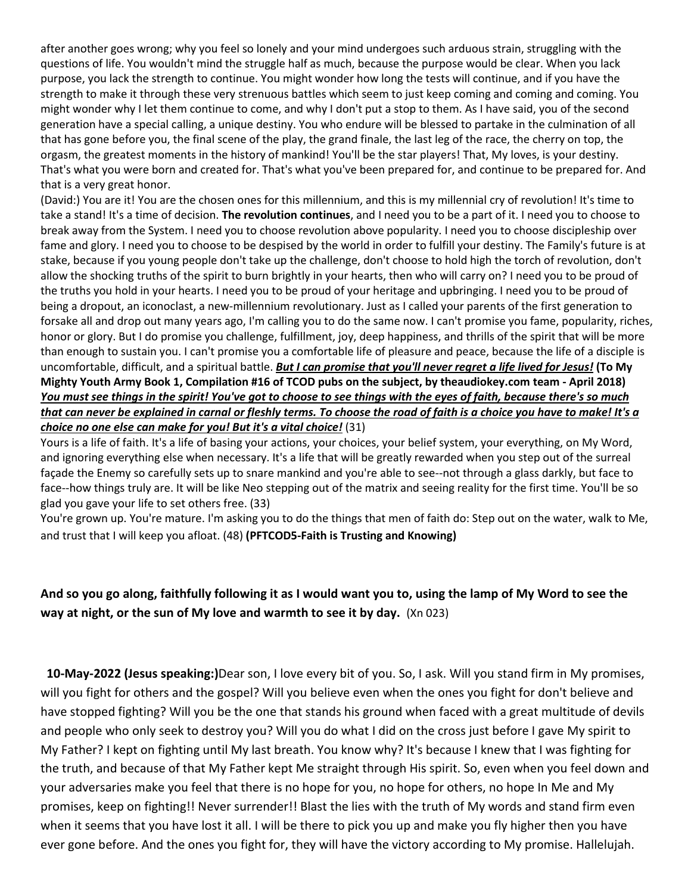after another goes wrong; why you feel so lonely and your mind undergoes such arduous strain, struggling with the questions of life. You wouldn't mind the struggle half as much, because the purpose would be clear. When you lack purpose, you lack the strength to continue. You might wonder how long the tests will continue, and if you have the strength to make it through these very strenuous battles which seem to just keep coming and coming and coming. You might wonder why I let them continue to come, and why I don't put a stop to them. As I have said, you of the second generation have a special calling, a unique destiny. You who endure will be blessed to partake in the culmination of all that has gone before you, the final scene of the play, the grand finale, the last leg of the race, the cherry on top, the orgasm, the greatest moments in the history of mankind! You'll be the star players! That, My loves, is your destiny. That's what you were born and created for. That's what you've been prepared for, and continue to be prepared for. And that is a very great honor.

(David:) You are it! You are the chosen ones for this millennium, and this is my millennial cry of revolution! It's time to take a stand! It's a time of decision. **The revolution continues**, and I need you to be a part of it. I need you to choose to break away from the System. I need you to choose revolution above popularity. I need you to choose discipleship over fame and glory. I need you to choose to be despised by the world in order to fulfill your destiny. The Family's future is at stake, because if you young people don't take up the challenge, don't choose to hold high the torch of revolution, don't allow the shocking truths of the spirit to burn brightly in your hearts, then who will carry on? I need you to be proud of the truths you hold in your hearts. I need you to be proud of your heritage and upbringing. I need you to be proud of being a dropout, an iconoclast, a new-millennium revolutionary. Just as I called your parents of the first generation to forsake all and drop out many years ago, I'm calling you to do the same now. I can't promise you fame, popularity, riches, honor or glory. But I do promise you challenge, fulfillment, joy, deep happiness, and thrills of the spirit that will be more than enough to sustain you. I can't promise you a comfortable life of pleasure and peace, because the life of a disciple is uncomfortable, difficult, and a spiritual battle. ***<u>But I can promise that you'll never regret a life lived for Jesus!</u>*** **(To My Mighty Youth Army Book 1, Compilation #16 of TCOD pubs on the subject, by theaudiokey.com team - April 2018)**

***<u>You must see things in the spirit! You've got to choose to see things with the eyes of faith, because there's so much that can never be explained in carnal or fleshly terms. To choose the road of faith is a choice you have to make! It's a choice no one else can make for you! But it's a vital choice!</u>*** (31)

Yours is a life of faith. It's a life of basing your actions, your choices, your belief system, your everything, on My Word, and ignoring everything else when necessary. It's a life that will be greatly rewarded when you step out of the surreal façade the Enemy so carefully sets up to snare mankind and you're able to see--not through a glass darkly, but face to face--how things truly are. It will be like Neo stepping out of the matrix and seeing reality for the first time. You'll be so glad you gave your life to set others free. (33)

You're grown up. You're mature. I'm asking you to do the things that men of faith do: Step out on the water, walk to Me, and trust that I will keep you afloat. (48) **(PFTCOD5-Faith is Trusting and Knowing)**

**And so you go along, faithfully following it as I would want you to, using the lamp of My Word to see the way at night, or the sun of My love and warmth to see it by day.** (Xn 023)

**10-May-2022 (Jesus speaking:)** Dear son, I love every bit of you. So, I ask. Will you stand firm in My promises, will you fight for others and the gospel? Will you believe even when the ones you fight for don't believe and have stopped fighting? Will you be the one that stands his ground when faced with a great multitude of devils and people who only seek to destroy you? Will you do what I did on the cross just before I gave My spirit to My Father? I kept on fighting until My last breath. You know why? It's because I knew that I was fighting for the truth, and because of that My Father kept Me straight through His spirit. So, even when you feel down and your adversaries make you feel that there is no hope for you, no hope for others, no hope In Me and My promises, keep on fighting!! Never surrender!! Blast the lies with the truth of My words and stand firm even when it seems that you have lost it all. I will be there to pick you up and make you fly higher then you have ever gone before. And the ones you fight for, they will have the victory according to My promise. Hallelujah.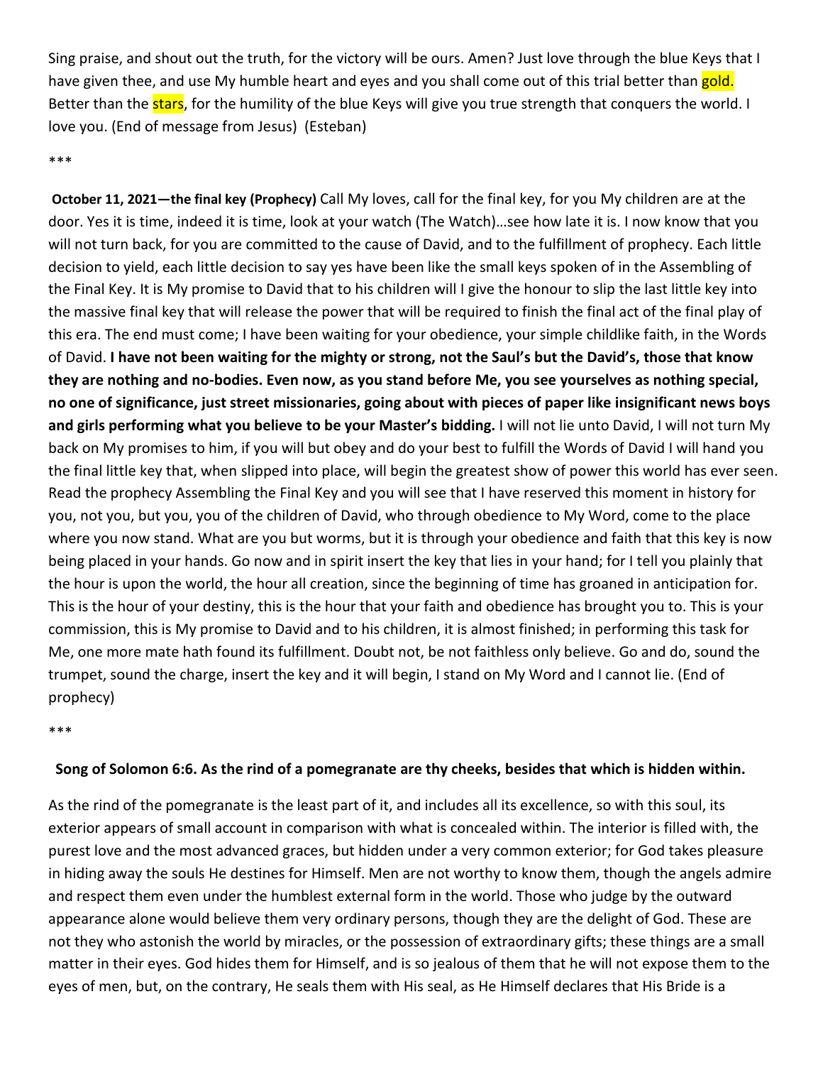Sing praise, and shout out the truth, for the victory will be ours. Amen? Just love through the blue Keys that I have given thee, and use My humble heart and eyes and you shall come out of this trial better than gold. Better than the stars, for the humility of the blue Keys will give you true strength that conquers the world. I love you. (End of message from Jesus) (Esteban)

***

**October 11, 2021—the final key (Prophecy)** Call My loves, call for the final key, for you My children are at the door. Yes it is time, indeed it is time, look at your watch (The Watch)…see how late it is. I now know that you will not turn back, for you are committed to the cause of David, and to the fulfillment of prophecy. Each little decision to yield, each little decision to say yes have been like the small keys spoken of in the Assembling of the Final Key. It is My promise to David that to his children will I give the honour to slip the last little key into the massive final key that will release the power that will be required to finish the final act of the final play of this era. The end must come; I have been waiting for your obedience, your simple childlike faith, in the Words of David. **I have not been waiting for the mighty or strong, not the Saul's but the David's, those that know they are nothing and no-bodies. Even now, as you stand before Me, you see yourselves as nothing special, no one of significance, just street missionaries, going about with pieces of paper like insignificant news boys and girls performing what you believe to be your Master's bidding.** I will not lie unto David, I will not turn My back on My promises to him, if you will but obey and do your best to fulfill the Words of David I will hand you the final little key that, when slipped into place, will begin the greatest show of power this world has ever seen. Read the prophecy Assembling the Final Key and you will see that I have reserved this moment in history for you, not you, but you, you of the children of David, who through obedience to My Word, come to the place where you now stand. What are you but worms, but it is through your obedience and faith that this key is now being placed in your hands. Go now and in spirit insert the key that lies in your hand; for I tell you plainly that the hour is upon the world, the hour all creation, since the beginning of time has groaned in anticipation for. This is the hour of your destiny, this is the hour that your faith and obedience has brought you to. This is your commission, this is My promise to David and to his children, it is almost finished; in performing this task for Me, one more mate hath found its fulfillment. Doubt not, be not faithless only believe. Go and do, sound the trumpet, sound the charge, insert the key and it will begin, I stand on My Word and I cannot lie. (End of prophecy)

***

**Song of Solomon 6:6. As the rind of a pomegranate are thy cheeks, besides that which is hidden within.**

As the rind of the pomegranate is the least part of it, and includes all its excellence, so with this soul, its exterior appears of small account in comparison with what is concealed within. The interior is filled with, the purest love and the most advanced graces, but hidden under a very common exterior; for God takes pleasure in hiding away the souls He destines for Himself. Men are not worthy to know them, though the angels admire and respect them even under the humblest external form in the world. Those who judge by the outward appearance alone would believe them very ordinary persons, though they are the delight of God. These are not they who astonish the world by miracles, or the possession of extraordinary gifts; these things are a small matter in their eyes. God hides them for Himself, and is so jealous of them that he will not expose them to the eyes of men, but, on the contrary, He seals them with His seal, as He Himself declares that His Bride is a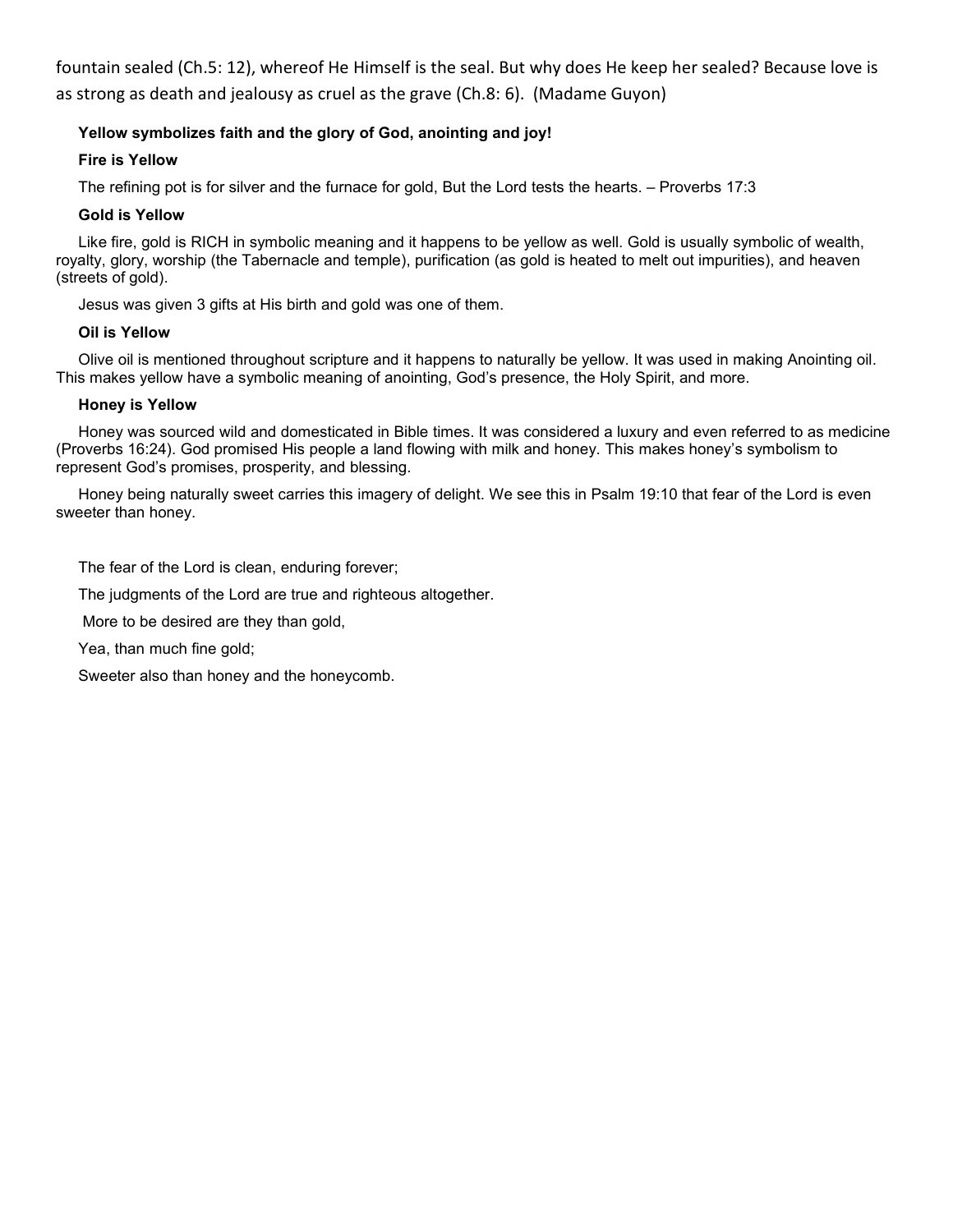fountain sealed (Ch.5: 12), whereof He Himself is the seal. But why does He keep her sealed? Because love is as strong as death and jealousy as cruel as the grave (Ch.8: 6). (Madame Guyon)

**Yellow symbolizes faith and the glory of God, anointing and joy!**

**Fire is Yellow**

The refining pot is for silver and the furnace for gold, But the Lord tests the hearts. – Proverbs 17:3

**Gold is Yellow**

Like fire, gold is RICH in symbolic meaning and it happens to be yellow as well. Gold is usually symbolic of wealth, royalty, glory, worship (the Tabernacle and temple), purification (as gold is heated to melt out impurities), and heaven (streets of gold).

Jesus was given 3 gifts at His birth and gold was one of them.

**Oil is Yellow**

Olive oil is mentioned throughout scripture and it happens to naturally be yellow. It was used in making Anointing oil. This makes yellow have a symbolic meaning of anointing, God's presence, the Holy Spirit, and more.

**Honey is Yellow**

Honey was sourced wild and domesticated in Bible times. It was considered a luxury and even referred to as medicine (Proverbs 16:24). God promised His people a land flowing with milk and honey. This makes honey's symbolism to represent God's promises, prosperity, and blessing.

Honey being naturally sweet carries this imagery of delight. We see this in Psalm 19:10 that fear of the Lord is even sweeter than honey.

The fear of the Lord is clean, enduring forever;

The judgments of the Lord are true and righteous altogether.

More to be desired are they than gold,

Yea, than much fine gold;

Sweeter also than honey and the honeycomb.